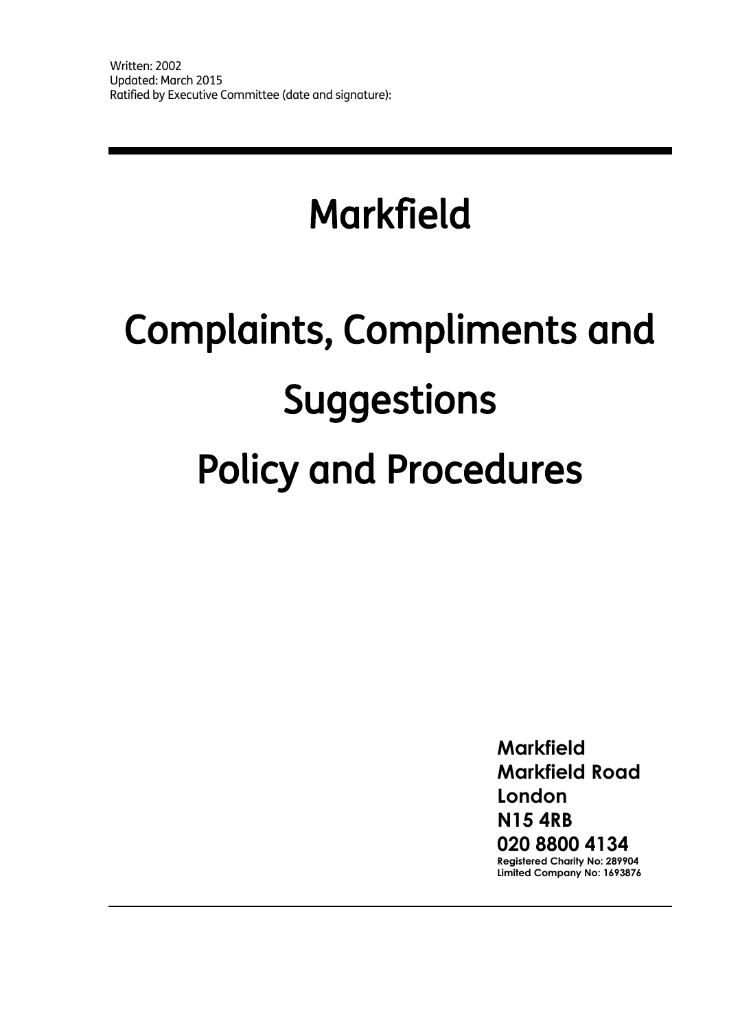Written: 2002
Updated: March 2015
Ratified by Executive Committee (date and signature):

---

# Markfield

# Complaints, Compliments and Suggestions Policy and Procedures

**Markfield**
**Markfield Road**
**London**
**N15 4RB**
**020 8800 4134**
**Registered Charity No: 289904**
**Limited Company No: 1693876**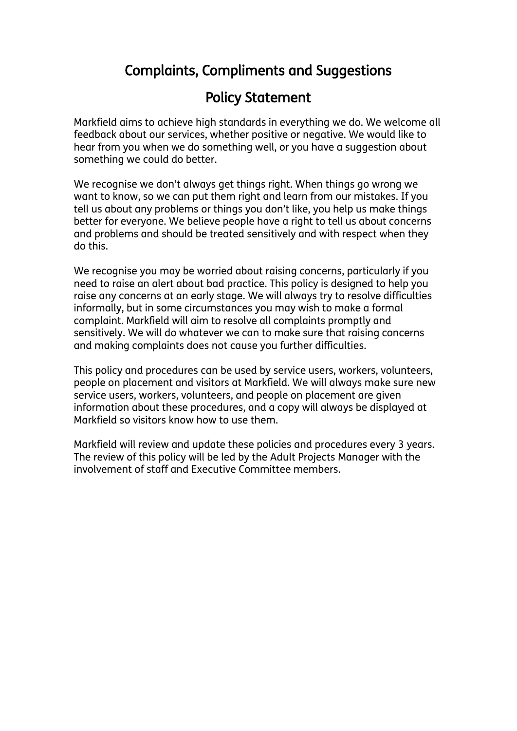# Complaints, Compliments and Suggestions

## Policy Statement

Markfield aims to achieve high standards in everything we do. We welcome all feedback about our services, whether positive or negative. We would like to hear from you when we do something well, or you have a suggestion about something we could do better.

We recognise we don't always get things right. When things go wrong we want to know, so we can put them right and learn from our mistakes. If you tell us about any problems or things you don't like, you help us make things better for everyone. We believe people have a right to tell us about concerns and problems and should be treated sensitively and with respect when they do this.

We recognise you may be worried about raising concerns, particularly if you need to raise an alert about bad practice. This policy is designed to help you raise any concerns at an early stage. We will always try to resolve difficulties informally, but in some circumstances you may wish to make a formal complaint. Markfield will aim to resolve all complaints promptly and sensitively. We will do whatever we can to make sure that raising concerns and making complaints does not cause you further difficulties.

This policy and procedures can be used by service users, workers, volunteers, people on placement and visitors at Markfield. We will always make sure new service users, workers, volunteers, and people on placement are given information about these procedures, and a copy will always be displayed at Markfield so visitors know how to use them.

Markfield will review and update these policies and procedures every 3 years. The review of this policy will be led by the Adult Projects Manager with the involvement of staff and Executive Committee members.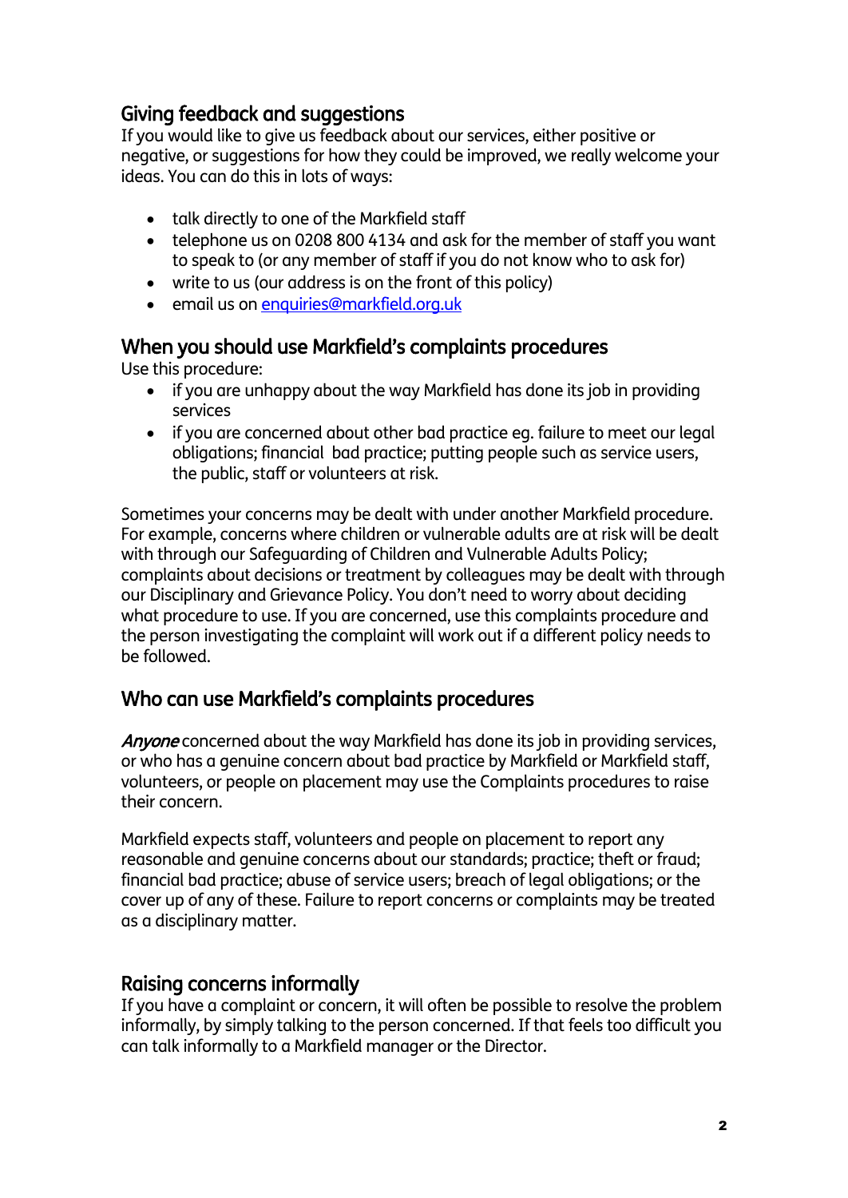## Giving feedback and suggestions

If you would like to give us feedback about our services, either positive or negative, or suggestions for how they could be improved, we really welcome your ideas. You can do this in lots of ways:

- talk directly to one of the Markfield staff
- telephone us on 0208 800 4134 and ask for the member of staff you want to speak to (or any member of staff if you do not know who to ask for)
- write to us (our address is on the front of this policy)
- email us on enquiries@markfield.org.uk

## When you should use Markfield's complaints procedures

Use this procedure:

- if you are unhappy about the way Markfield has done its job in providing services
- if you are concerned about other bad practice eg. failure to meet our legal obligations; financial bad practice; putting people such as service users, the public, staff or volunteers at risk.

Sometimes your concerns may be dealt with under another Markfield procedure. For example, concerns where children or vulnerable adults are at risk will be dealt with through our Safeguarding of Children and Vulnerable Adults Policy; complaints about decisions or treatment by colleagues may be dealt with through our Disciplinary and Grievance Policy. You don't need to worry about deciding what procedure to use. If you are concerned, use this complaints procedure and the person investigating the complaint will work out if a different policy needs to be followed.

## Who can use Markfield's complaints procedures

*Anyone* concerned about the way Markfield has done its job in providing services, or who has a genuine concern about bad practice by Markfield or Markfield staff, volunteers, or people on placement may use the Complaints procedures to raise their concern.

Markfield expects staff, volunteers and people on placement to report any reasonable and genuine concerns about our standards; practice; theft or fraud; financial bad practice; abuse of service users; breach of legal obligations; or the cover up of any of these. Failure to report concerns or complaints may be treated as a disciplinary matter.

## Raising concerns informally

If you have a complaint or concern, it will often be possible to resolve the problem informally, by simply talking to the person concerned. If that feels too difficult you can talk informally to a Markfield manager or the Director.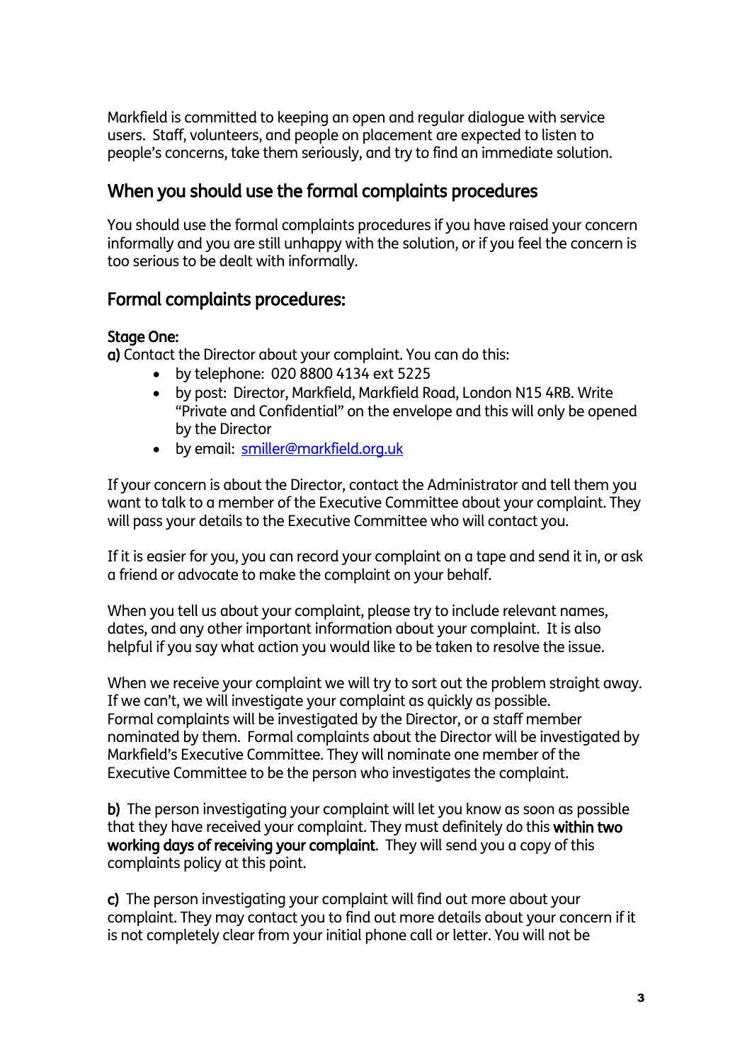Markfield is committed to keeping an open and regular dialogue with service users. Staff, volunteers, and people on placement are expected to listen to people's concerns, take them seriously, and try to find an immediate solution.

## When you should use the formal complaints procedures

You should use the formal complaints procedures if you have raised your concern informally and you are still unhappy with the solution, or if you feel the concern is too serious to be dealt with informally.

## Formal complaints procedures:

### Stage One:

**a)** Contact the Director about your complaint. You can do this:

- by telephone: 020 8800 4134 ext 5225
- by post: Director, Markfield, Markfield Road, London N15 4RB. Write "Private and Confidential" on the envelope and this will only be opened by the Director
- by email: [smiller@markfield.org.uk](mailto:smiller@markfield.org.uk)

If your concern is about the Director, contact the Administrator and tell them you want to talk to a member of the Executive Committee about your complaint. They will pass your details to the Executive Committee who will contact you.

If it is easier for you, you can record your complaint on a tape and send it in, or ask a friend or advocate to make the complaint on your behalf.

When you tell us about your complaint, please try to include relevant names, dates, and any other important information about your complaint. It is also helpful if you say what action you would like to be taken to resolve the issue.

When we receive your complaint we will try to sort out the problem straight away. If we can't, we will investigate your complaint as quickly as possible. Formal complaints will be investigated by the Director, or a staff member nominated by them. Formal complaints about the Director will be investigated by Markfield's Executive Committee. They will nominate one member of the Executive Committee to be the person who investigates the complaint.

**b)** The person investigating your complaint will let you know as soon as possible that they have received your complaint. They must definitely do this **within two working days of receiving your complaint**. They will send you a copy of this complaints policy at this point.

**c)** The person investigating your complaint will find out more about your complaint. They may contact you to find out more details about your concern if it is not completely clear from your initial phone call or letter. You will not be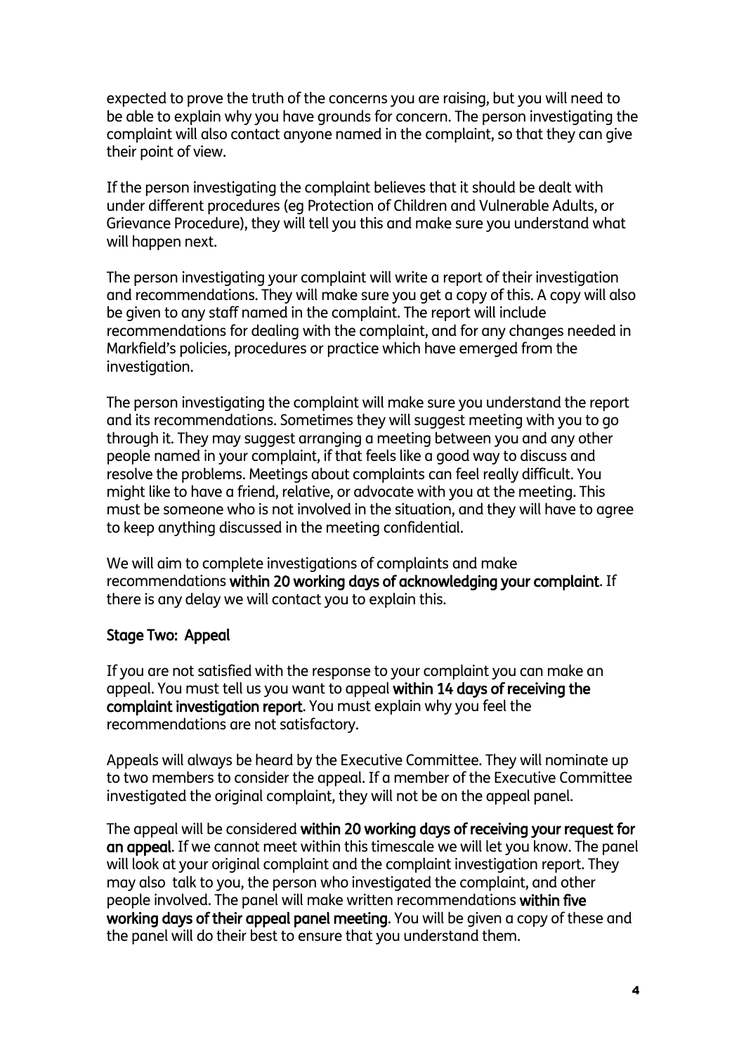expected to prove the truth of the concerns you are raising, but you will need to be able to explain why you have grounds for concern. The person investigating the complaint will also contact anyone named in the complaint, so that they can give their point of view.

If the person investigating the complaint believes that it should be dealt with under different procedures (eg Protection of Children and Vulnerable Adults, or Grievance Procedure), they will tell you this and make sure you understand what will happen next.

The person investigating your complaint will write a report of their investigation and recommendations. They will make sure you get a copy of this. A copy will also be given to any staff named in the complaint. The report will include recommendations for dealing with the complaint, and for any changes needed in Markfield's policies, procedures or practice which have emerged from the investigation.

The person investigating the complaint will make sure you understand the report and its recommendations. Sometimes they will suggest meeting with you to go through it. They may suggest arranging a meeting between you and any other people named in your complaint, if that feels like a good way to discuss and resolve the problems. Meetings about complaints can feel really difficult. You might like to have a friend, relative, or advocate with you at the meeting. This must be someone who is not involved in the situation, and they will have to agree to keep anything discussed in the meeting confidential.

We will aim to complete investigations of complaints and make recommendations **within 20 working days of acknowledging your complaint**. If there is any delay we will contact you to explain this.

### Stage Two: Appeal

If you are not satisfied with the response to your complaint you can make an appeal. You must tell us you want to appeal **within 14 days of receiving the complaint investigation report**. You must explain why you feel the recommendations are not satisfactory.

Appeals will always be heard by the Executive Committee. They will nominate up to two members to consider the appeal. If a member of the Executive Committee investigated the original complaint, they will not be on the appeal panel.

The appeal will be considered **within 20 working days of receiving your request for an appeal**. If we cannot meet within this timescale we will let you know. The panel will look at your original complaint and the complaint investigation report. They may also talk to you, the person who investigated the complaint, and other people involved. The panel will make written recommendations **within five working days of their appeal panel meeting**. You will be given a copy of these and the panel will do their best to ensure that you understand them.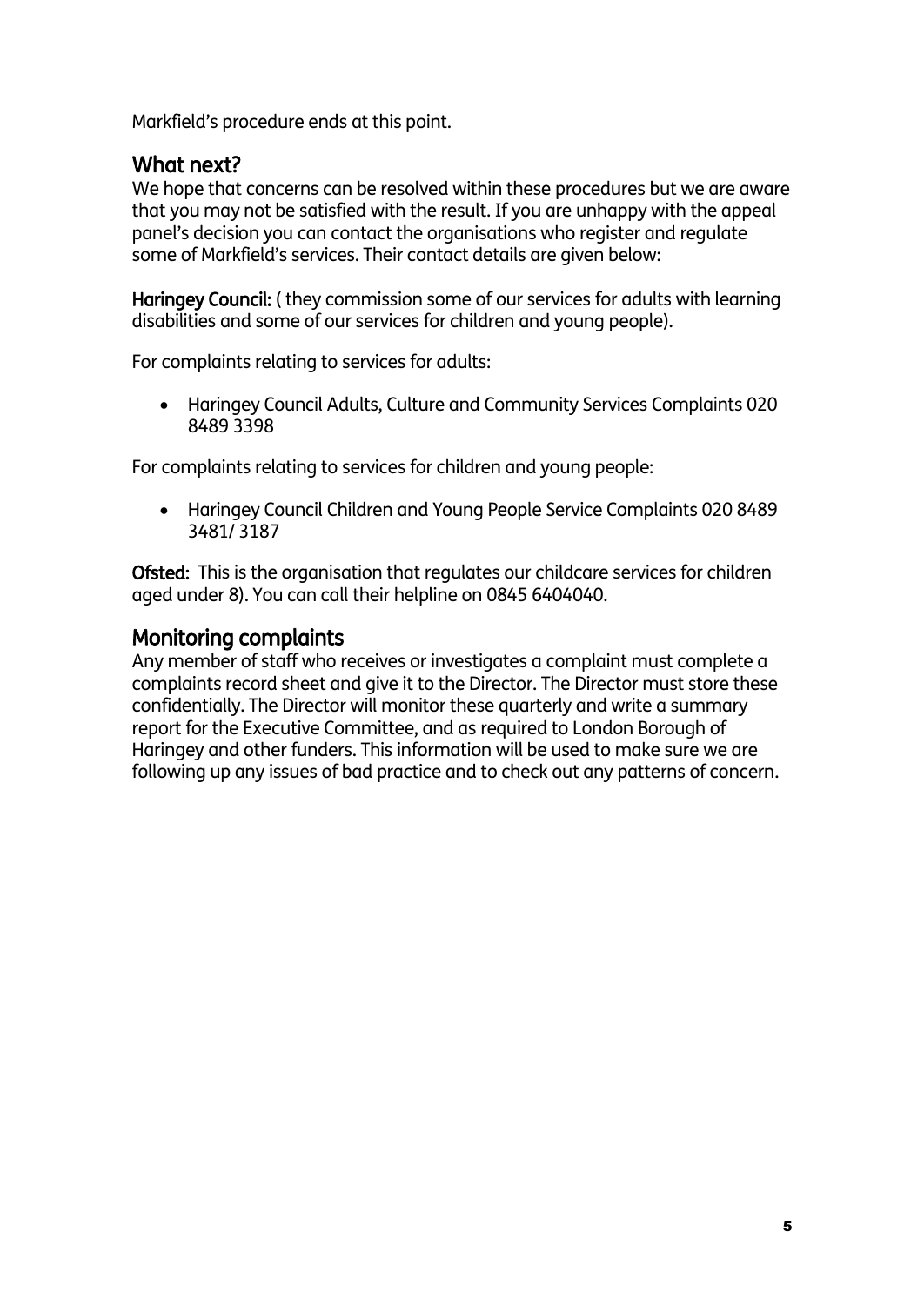Markfield's procedure ends at this point.

## What next?

We hope that concerns can be resolved within these procedures but we are aware that you may not be satisfied with the result. If you are unhappy with the appeal panel's decision you can contact the organisations who register and regulate some of Markfield's services. Their contact details are given below:

**Haringey Council:** ( they commission some of our services for adults with learning disabilities and some of our services for children and young people).

For complaints relating to services for adults:

- Haringey Council Adults, Culture and Community Services Complaints 020 8489 3398

For complaints relating to services for children and young people:

- Haringey Council Children and Young People Service Complaints 020 8489 3481/ 3187

**Ofsted:** This is the organisation that regulates our childcare services for children aged under 8). You can call their helpline on 0845 6404040.

## Monitoring complaints

Any member of staff who receives or investigates a complaint must complete a complaints record sheet and give it to the Director. The Director must store these confidentially. The Director will monitor these quarterly and write a summary report for the Executive Committee, and as required to London Borough of Haringey and other funders. This information will be used to make sure we are following up any issues of bad practice and to check out any patterns of concern.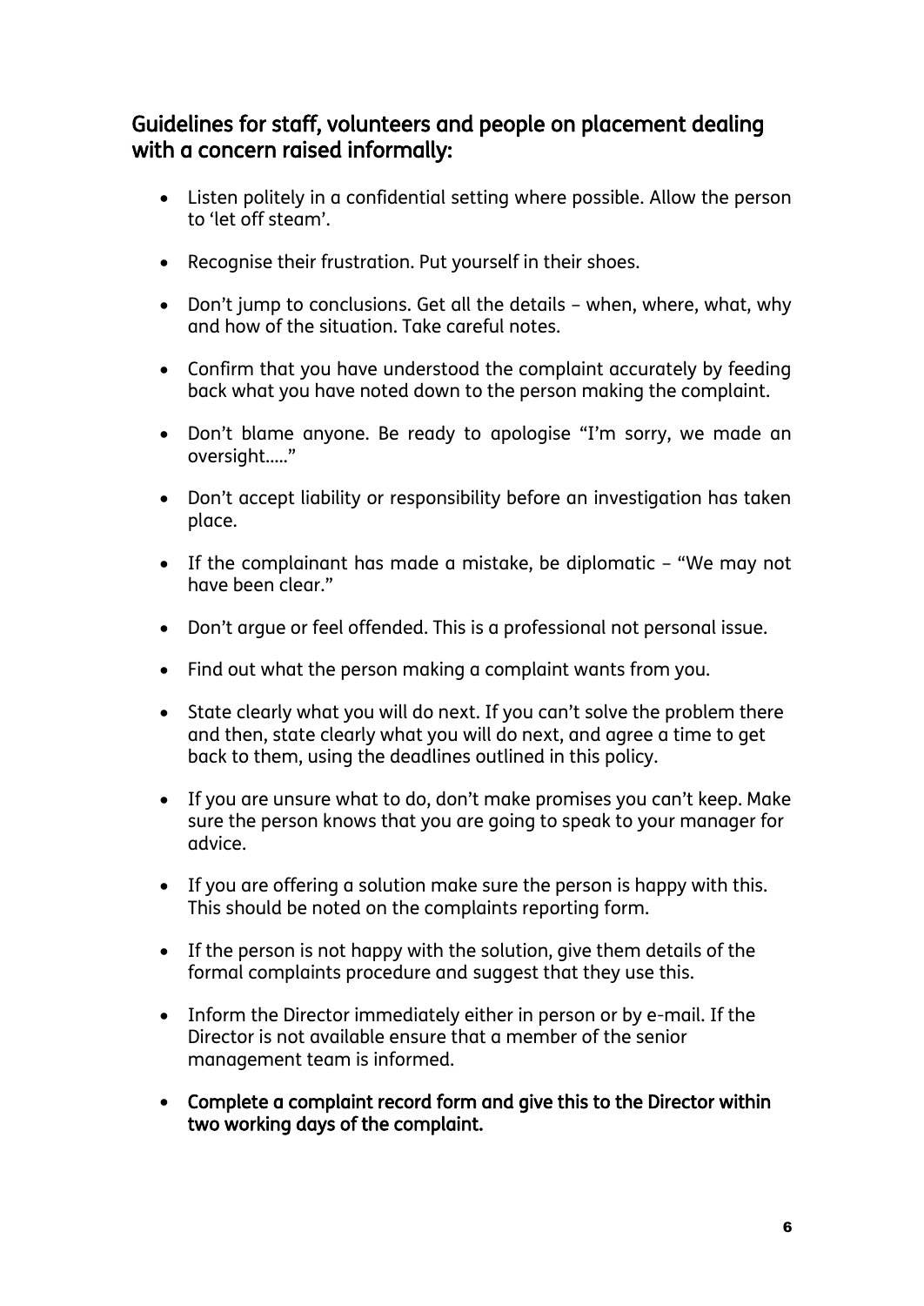## Guidelines for staff, volunteers and people on placement dealing with a concern raised informally:

- Listen politely in a confidential setting where possible. Allow the person to 'let off steam'.
- Recognise their frustration. Put yourself in their shoes.
- Don't jump to conclusions. Get all the details – when, where, what, why and how of the situation. Take careful notes.
- Confirm that you have understood the complaint accurately by feeding back what you have noted down to the person making the complaint.
- Don't blame anyone. Be ready to apologise "I'm sorry, we made an oversight….."
- Don't accept liability or responsibility before an investigation has taken place.
- If the complainant has made a mistake, be diplomatic – "We may not have been clear."
- Don't argue or feel offended. This is a professional not personal issue.
- Find out what the person making a complaint wants from you.
- State clearly what you will do next. If you can't solve the problem there and then, state clearly what you will do next, and agree a time to get back to them, using the deadlines outlined in this policy.
- If you are unsure what to do, don't make promises you can't keep. Make sure the person knows that you are going to speak to your manager for advice.
- If you are offering a solution make sure the person is happy with this. This should be noted on the complaints reporting form.
- If the person is not happy with the solution, give them details of the formal complaints procedure and suggest that they use this.
- Inform the Director immediately either in person or by e-mail. If the Director is not available ensure that a member of the senior management team is informed.
- **Complete a complaint record form and give this to the Director within two working days of the complaint.**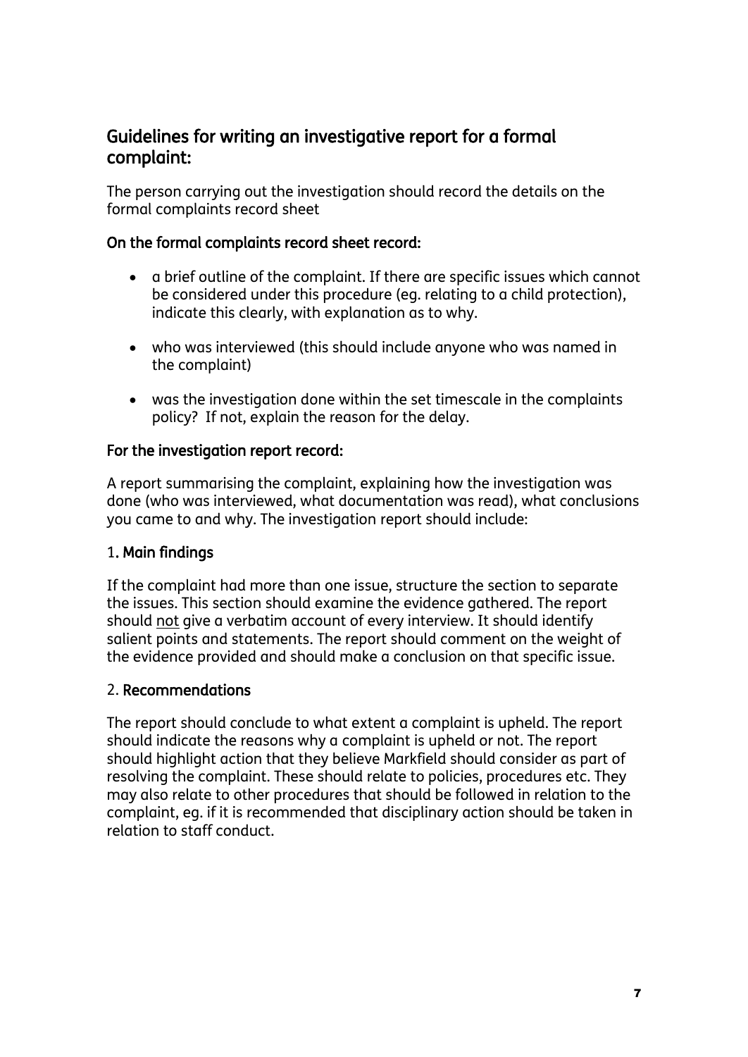## Guidelines for writing an investigative report for a formal complaint:

The person carrying out the investigation should record the details on the formal complaints record sheet

**On the formal complaints record sheet record:**

- a brief outline of the complaint. If there are specific issues which cannot be considered under this procedure (eg. relating to a child protection), indicate this clearly, with explanation as to why.
- who was interviewed (this should include anyone who was named in the complaint)
- was the investigation done within the set timescale in the complaints policy? If not, explain the reason for the delay.

**For the investigation report record:**

A report summarising the complaint, explaining how the investigation was done (who was interviewed, what documentation was read), what conclusions you came to and why. The investigation report should include:

**1. Main findings**

If the complaint had more than one issue, structure the section to separate the issues. This section should examine the evidence gathered. The report should <u>not</u> give a verbatim account of every interview. It should identify salient points and statements. The report should comment on the weight of the evidence provided and should make a conclusion on that specific issue.

**2. Recommendations**

The report should conclude to what extent a complaint is upheld. The report should indicate the reasons why a complaint is upheld or not. The report should highlight action that they believe Markfield should consider as part of resolving the complaint. These should relate to policies, procedures etc. They may also relate to other procedures that should be followed in relation to the complaint, eg. if it is recommended that disciplinary action should be taken in relation to staff conduct.